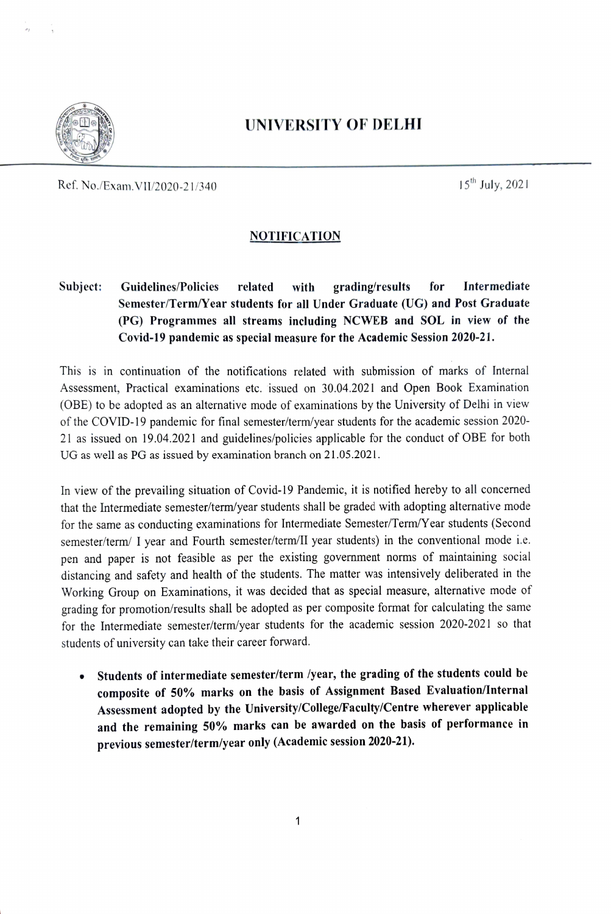# UNIVERSITY OF DELHI

Ref. No./Exam.VII/2020-21/340

15th July, 2021

## NOTIFICATION

**Subject: Guidelines/Policies related with grading/results for Intermediate Semester/Term/Year students for all Under Graduate (UG) and Post Graduate (PG) Programmes all streams including NCWEB and SOL in view of the Covid-19 pandemic as special measure for the Academic Session 2020-21.**

This is in continuation of the notifications related with submission of marks of Internal Assessment, Practical examinations etc. issued on 30.04.2021 and Open Book Examination (OBE) to be adopted as an alternative mode of examinations by the University of Delhi in view of the COVID-19 pandemic for final semester/term/year students for the academic session 2020-21 as issued on 19.04.2021 and guidelines/policies applicable for the conduct of OBE for both UG as well as PG as issued by examination branch on 21.05.2021.

In view of the prevailing situation of Covid-19 Pandemic, it is notified hereby to all concerned that the Intermediate semester/term/year students shall be graded with adopting alternative mode for the same as conducting examinations for Intermediate Semester/Term/Year students (Second semester/term/ I year and Fourth semester/term/II year students) in the conventional mode i.e. pen and paper is not feasible as per the existing government norms of maintaining social distancing and safety and health of the students. The matter was intensively deliberated in the Working Group on Examinations, it was decided that as special measure, alternative mode of grading for promotion/results shall be adopted as per composite format for calculating the same for the Intermediate semester/term/year students for the academic session 2020-2021 so that students of university can take their career forward.

- **Students of intermediate semester/term /year, the grading of the students could be composite of 50% marks on the basis of Assignment Based Evaluation/Internal Assessment adopted by the University/College/Faculty/Centre wherever applicable and the remaining 50% marks can be awarded on the basis of performance in previous semester/term/year only (Academic session 2020-21).**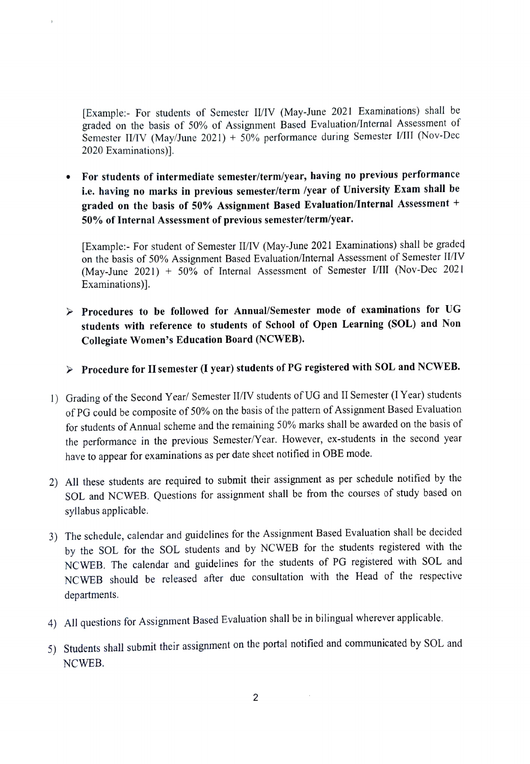[Example:- For students of Semester II/IV (May-June 2021 Examinations) shall be graded on the basis of 50% of Assignment Based Evaluation/Internal Assessment of Semester II/IV (May/June 2021) + 50% performance during Semester I/III (Nov-Dec 2020 Examinations)].

- **For students of intermediate semester/term/year, having no previous performance i.e. having no marks in previous semester/term /year of University Exam shall be graded on the basis of 50% Assignment Based Evaluation/Internal Assessment + 50% of Internal Assessment of previous semester/term/year.**

  [Example:- For student of Semester II/IV (May-June 2021 Examinations) shall be graded on the basis of 50% Assignment Based Evaluation/Internal Assessment of Semester II/IV (May-June 2021) + 50% of Internal Assessment of Semester I/III (Nov-Dec 2021 Examinations)].

➢ **Procedures to be followed for Annual/Semester mode of examinations for UG students with reference to students of School of Open Learning (SOL) and Non Collegiate Women's Education Board (NCWEB).**

➢ **Procedure for II semester (I year) students of PG registered with SOL and NCWEB.**

1) Grading of the Second Year/ Semester II/IV students of UG and II Semester (I Year) students of PG could be composite of 50% on the basis of the pattern of Assignment Based Evaluation for students of Annual scheme and the remaining 50% marks shall be awarded on the basis of the performance in the previous Semester/Year. However, ex-students in the second year have to appear for examinations as per date sheet notified in OBE mode.
2) All these students are required to submit their assignment as per schedule notified by the SOL and NCWEB. Questions for assignment shall be from the courses of study based on syllabus applicable.
3) The schedule, calendar and guidelines for the Assignment Based Evaluation shall be decided by the SOL for the SOL students and by NCWEB for the students registered with the NCWEB. The calendar and guidelines for the students of PG registered with SOL and NCWEB should be released after due consultation with the Head of the respective departments.
4) All questions for Assignment Based Evaluation shall be in bilingual wherever applicable.
5) Students shall submit their assignment on the portal notified and communicated by SOL and NCWEB.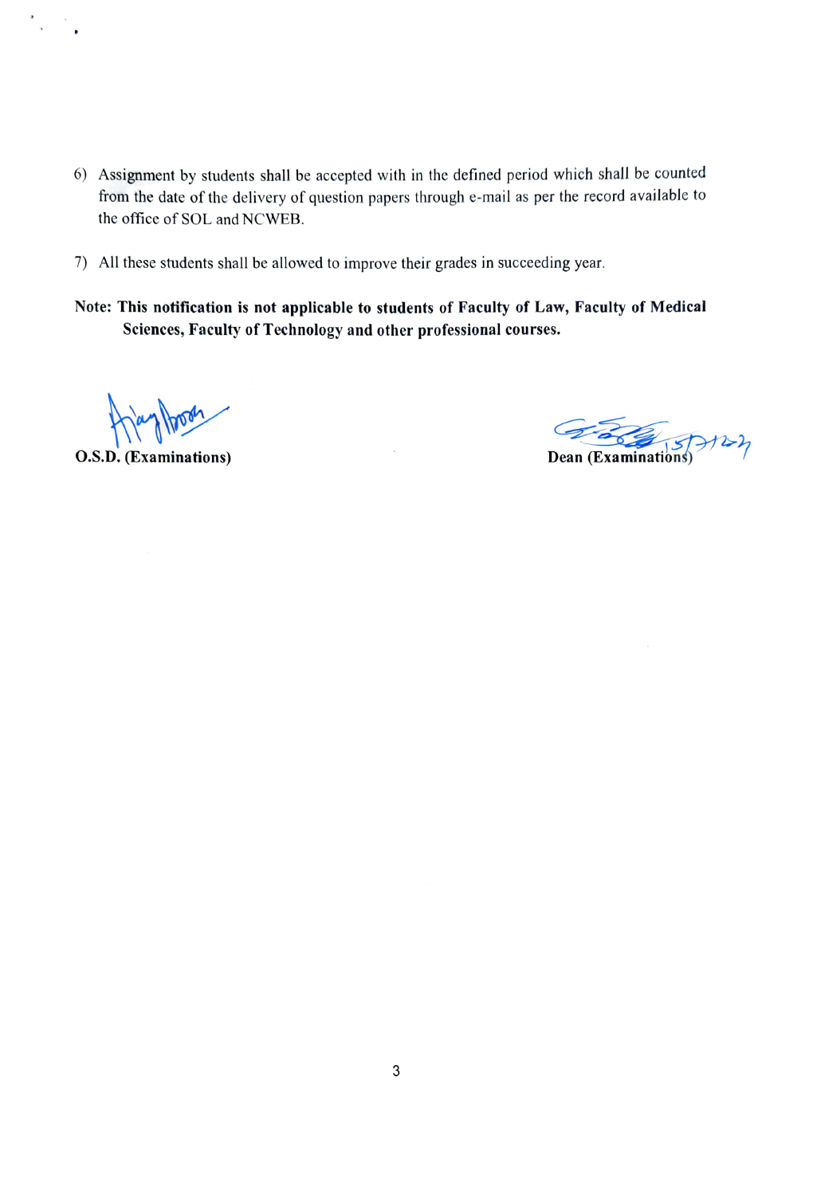6) Assignment by students shall be accepted with in the defined period which shall be counted from the date of the delivery of question papers through e-mail as per the record available to the office of SOL and NCWEB.

7) All these students shall be allowed to improve their grades in succeeding year.

**Note: This notification is not applicable to students of Faculty of Law, Faculty of Medical Sciences, Faculty of Technology and other professional courses.**

**O.S.D. (Examinations)**

**Dean (Examinations)**